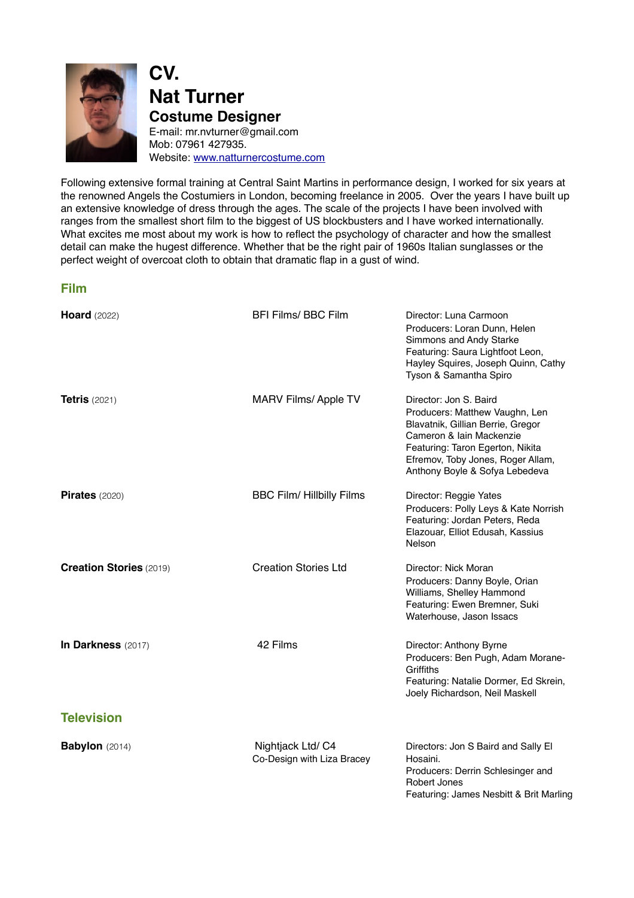# CV.
# Nat Turner
## Costume Designer

E-mail: mr.nvturner@gmail.com
Mob: 07961 427935.
Website: [www.natturnercostume.com](http://www.natturnercostume.com)

Following extensive formal training at Central Saint Martins in performance design, I worked for six years at the renowned Angels the Costumiers in London, becoming freelance in 2005. Over the years I have built up an extensive knowledge of dress through the ages. The scale of the projects I have been involved with ranges from the smallest short film to the biggest of US blockbusters and I have worked internationally. What excites me most about my work is how to reflect the psychology of character and how the smallest detail can make the hugest difference. Whether that be the right pair of 1960s Italian sunglasses or the perfect weight of overcoat cloth to obtain that dramatic flap in a gust of wind.

### Film

| | | |
|---|---|---|
| **Hoard** (2022) | BFI Films/ BBC Film | Director: Luna Carmoon<br>Producers: Loran Dunn, Helen Simmons and Andy Starke<br>Featuring: Saura Lightfoot Leon, Hayley Squires, Joseph Quinn, Cathy Tyson & Samantha Spiro |
| **Tetris** (2021) | MARV Films/ Apple TV | Director: Jon S. Baird<br>Producers: Matthew Vaughn, Len Blavatnik, Gillian Berrie, Gregor Cameron & Iain Mackenzie<br>Featuring: Taron Egerton, Nikita Efremov, Toby Jones, Roger Allam, Anthony Boyle & Sofya Lebedeva |
| **Pirates** (2020) | BBC Film/ Hillbilly Films | Director: Reggie Yates<br>Producers: Polly Leys & Kate Norrish<br>Featuring: Jordan Peters, Reda Elazouar, Elliot Edusah, Kassius Nelson |
| **Creation Stories** (2019) | Creation Stories Ltd | Director: Nick Moran<br>Producers: Danny Boyle, Orian Williams, Shelley Hammond<br>Featuring: Ewen Bremner, Suki Waterhouse, Jason Issacs |
| **In Darkness** (2017) | 42 Films | Director: Anthony Byrne<br>Producers: Ben Pugh, Adam Morane-Griffiths<br>Featuring: Natalie Dormer, Ed Skrein, Joely Richardson, Neil Maskell |

### Television

| | | |
|---|---|---|
| **Babylon** (2014) | Nightjack Ltd/ C4<br>Co-Design with Liza Bracey | Directors: Jon S Baird and Sally El Hosaini.<br>Producers: Derrin Schlesinger and Robert Jones<br>Featuring: James Nesbitt & Brit Marling |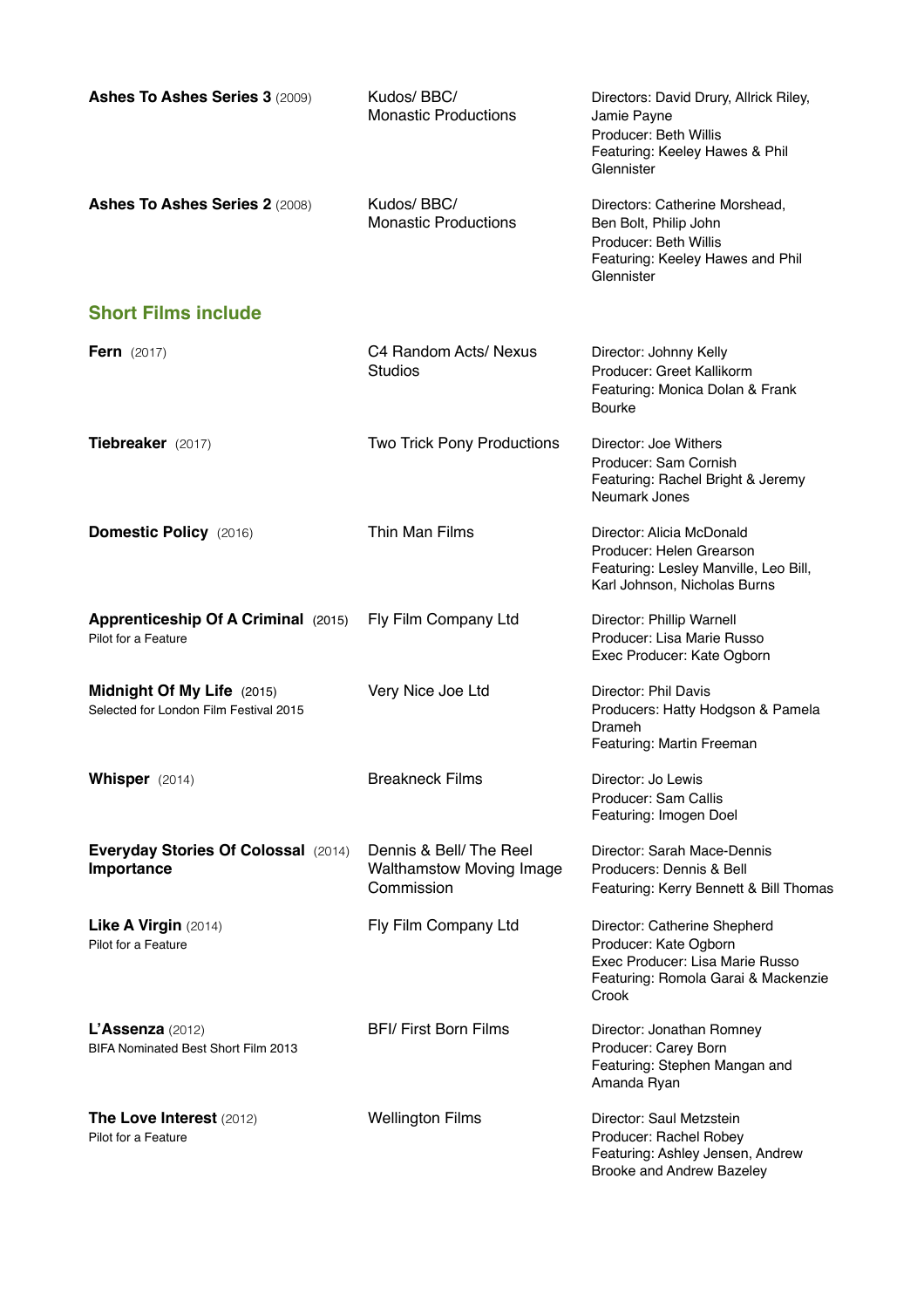| | | |
|---|---|---|
| **Ashes To Ashes Series 3** (2009) | Kudos/ BBC/ Monastic Productions | Directors: David Drury, Allrick Riley, Jamie Payne<br>Producer: Beth Willis<br>Featuring: Keeley Hawes & Phil Glennister |
| **Ashes To Ashes Series 2** (2008) | Kudos/ BBC/ Monastic Productions | Directors: Catherine Morshead, Ben Bolt, Philip John<br>Producer: Beth Willis<br>Featuring: Keeley Hawes and Phil Glennister |

## Short Films include

| | | |
|---|---|---|
| **Fern** (2017) | C4 Random Acts/ Nexus Studios | Director: Johnny Kelly<br>Producer: Greet Kallikorm<br>Featuring: Monica Dolan & Frank Bourke |
| **Tiebreaker** (2017) | Two Trick Pony Productions | Director: Joe Withers<br>Producer: Sam Cornish<br>Featuring: Rachel Bright & Jeremy Neumark Jones |
| **Domestic Policy** (2016) | Thin Man Films | Director: Alicia McDonald<br>Producer: Helen Grearson<br>Featuring: Lesley Manville, Leo Bill, Karl Johnson, Nicholas Burns |
| **Apprenticeship Of A Criminal** (2015)<br>Pilot for a Feature | Fly Film Company Ltd | Director: Phillip Warnell<br>Producer: Lisa Marie Russo<br>Exec Producer: Kate Ogborn |
| **Midnight Of My Life** (2015)<br>Selected for London Film Festival 2015 | Very Nice Joe Ltd | Director: Phil Davis<br>Producers: Hatty Hodgson & Pamela Drameh<br>Featuring: Martin Freeman |
| **Whisper** (2014) | Breakneck Films | Director: Jo Lewis<br>Producer: Sam Callis<br>Featuring: Imogen Doel |
| **Everyday Stories Of Colossal Importance** (2014) | Dennis & Bell/ The Reel Walthamstow Moving Image Commission | Director: Sarah Mace-Dennis<br>Producers: Dennis & Bell<br>Featuring: Kerry Bennett & Bill Thomas |
| **Like A Virgin** (2014)<br>Pilot for a Feature | Fly Film Company Ltd | Director: Catherine Shepherd<br>Producer: Kate Ogborn<br>Exec Producer: Lisa Marie Russo<br>Featuring: Romola Garai & Mackenzie Crook |
| **L'Assenza** (2012)<br>BIFA Nominated Best Short Film 2013 | BFI/ First Born Films | Director: Jonathan Romney<br>Producer: Carey Born<br>Featuring: Stephen Mangan and Amanda Ryan |
| **The Love Interest** (2012)<br>Pilot for a Feature | Wellington Films | Director: Saul Metzstein<br>Producer: Rachel Robey<br>Featuring: Ashley Jensen, Andrew Brooke and Andrew Bazeley |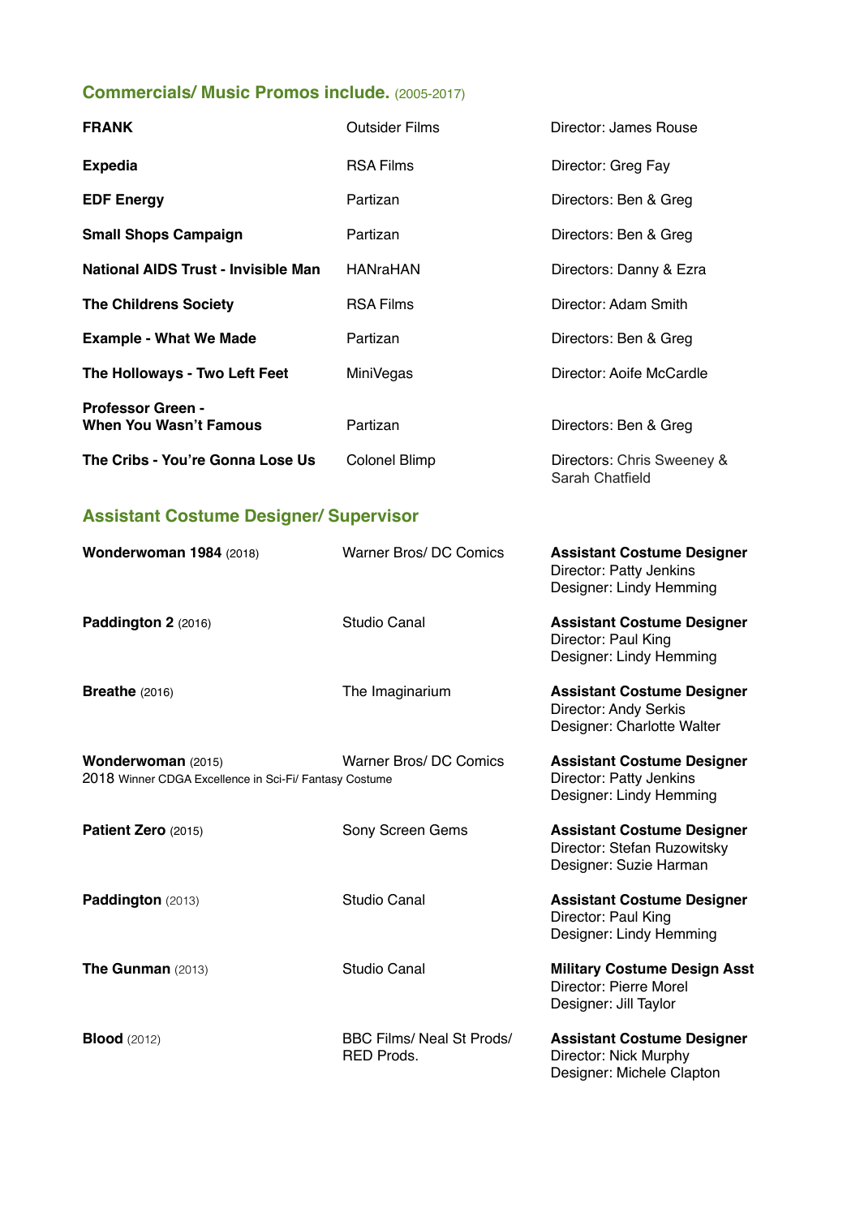## Commercials/ Music Promos include. (2005-2017)

| | | |
|---|---|---|
| **FRANK** | Outsider Films | Director: James Rouse |
| **Expedia** | RSA Films | Director: Greg Fay |
| **EDF Energy** | Partizan | Directors: Ben & Greg |
| **Small Shops Campaign** | Partizan | Directors: Ben & Greg |
| **National AIDS Trust - Invisible Man** | HANraHAN | Directors: Danny & Ezra |
| **The Childrens Society** | RSA Films | Director: Adam Smith |
| **Example - What We Made** | Partizan | Directors: Ben & Greg |
| **The Holloways - Two Left Feet** | MiniVegas | Director: Aoife McCardle |
| **Professor Green - When You Wasn't Famous** | Partizan | Directors: Ben & Greg |
| **The Cribs - You're Gonna Lose Us** | Colonel Blimp | Directors: Chris Sweeney & Sarah Chatfield |

## Assistant Costume Designer/ Supervisor

| | | |
|---|---|---|
| **Wonderwoman 1984** (2018) | Warner Bros/ DC Comics | **Assistant Costume Designer**<br>Director: Patty Jenkins<br>Designer: Lindy Hemming |
| **Paddington 2** (2016) | Studio Canal | **Assistant Costume Designer**<br>Director: Paul King<br>Designer: Lindy Hemming |
| **Breathe** (2016) | The Imaginarium | **Assistant Costume Designer**<br>Director: Andy Serkis<br>Designer: Charlotte Walter |
| **Wonderwoman** (2015)<br>2018 Winner CDGA Excellence in Sci-Fi/ Fantasy Costume | Warner Bros/ DC Comics | **Assistant Costume Designer**<br>Director: Patty Jenkins<br>Designer: Lindy Hemming |
| **Patient Zero** (2015) | Sony Screen Gems | **Assistant Costume Designer**<br>Director: Stefan Ruzowitsky<br>Designer: Suzie Harman |
| **Paddington** (2013) | Studio Canal | **Assistant Costume Designer**<br>Director: Paul King<br>Designer: Lindy Hemming |
| **The Gunman** (2013) | Studio Canal | **Military Costume Design Asst**<br>Director: Pierre Morel<br>Designer: Jill Taylor |
| **Blood** (2012) | BBC Films/ Neal St Prods/ RED Prods. | **Assistant Costume Designer**<br>Director: Nick Murphy<br>Designer: Michele Clapton |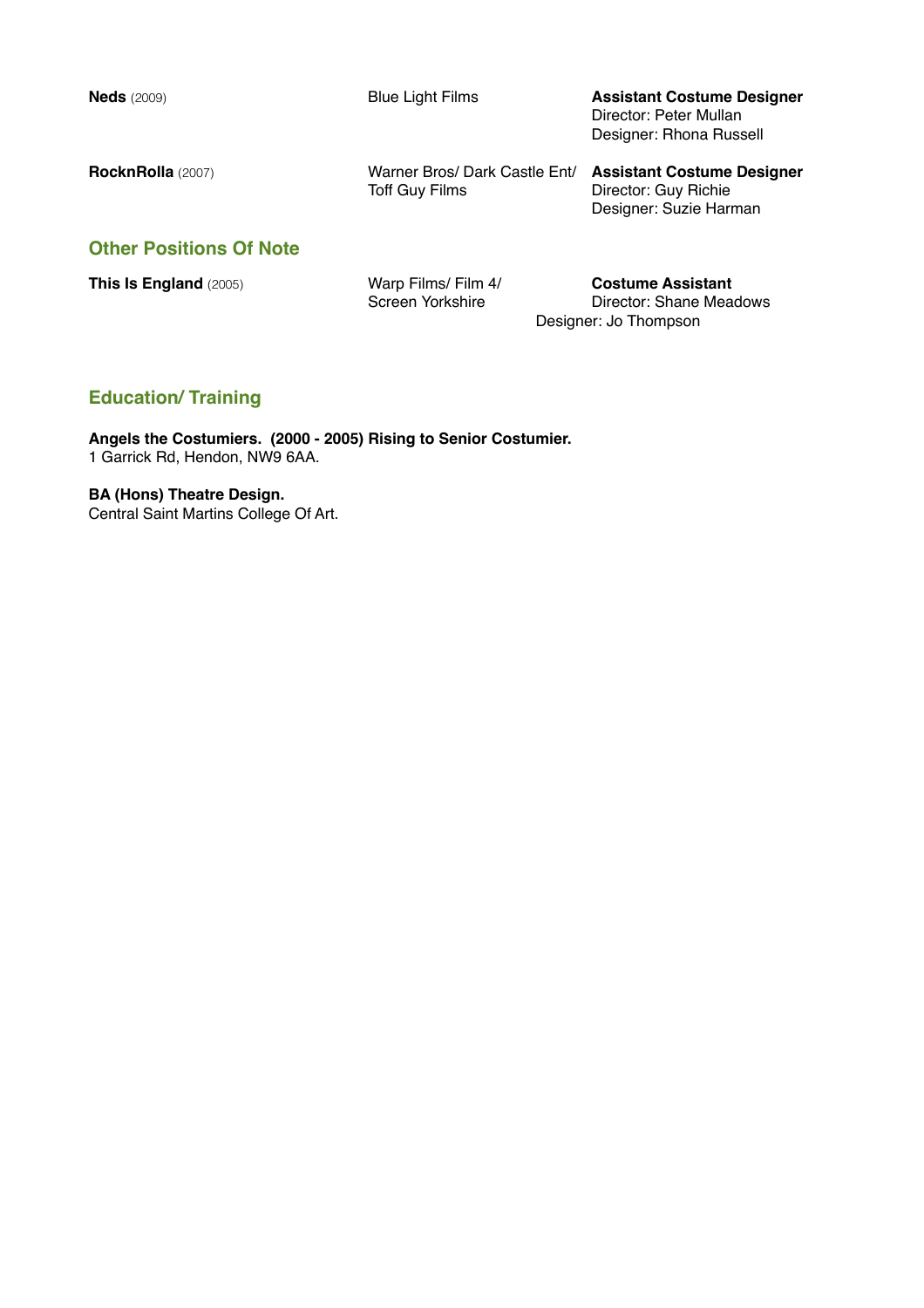| | | |
|---|---|---|
| **Neds** (2009) | Blue Light Films | **Assistant Costume Designer**<br>Director: Peter Mullan<br>Designer: Rhona Russell |
| **RocknRolla** (2007) | Warner Bros/ Dark Castle Ent/ Toff Guy Films | **Assistant Costume Designer**<br>Director: Guy Richie<br>Designer: Suzie Harman |

## Other Positions Of Note

| | | |
|---|---|---|
| **This Is England** (2005) | Warp Films/ Film 4/ Screen Yorkshire | **Costume Assistant**<br>Director: Shane Meadows<br>Designer: Jo Thompson |

## Education/ Training

**Angels the Costumiers. (2000 - 2005) Rising to Senior Costumier.**
1 Garrick Rd, Hendon, NW9 6AA.

**BA (Hons) Theatre Design.**
Central Saint Martins College Of Art.